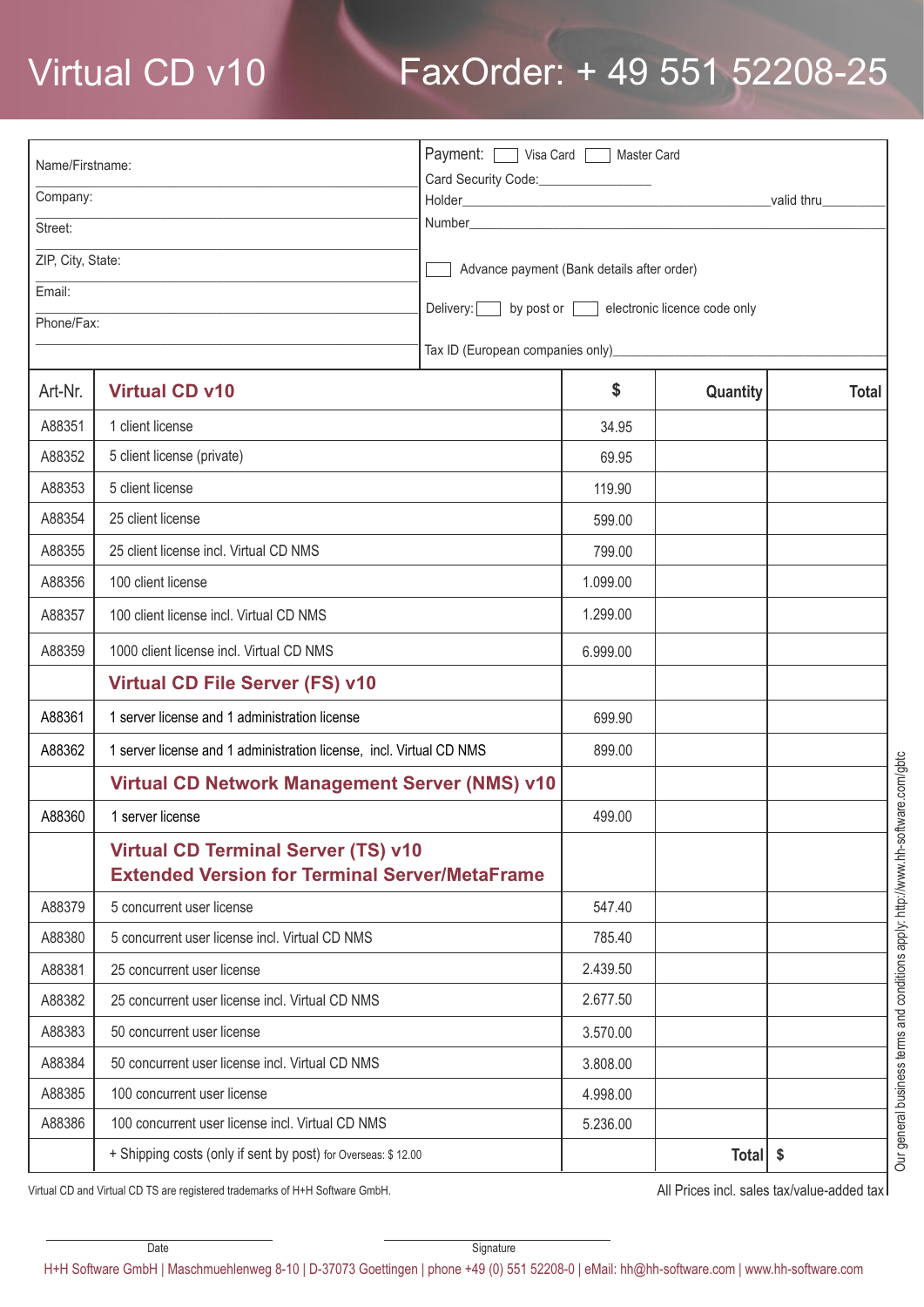# Virtual CD v10

# FaxOrder: + 49 551 52208-25

Name/Firstname:

Company:

Street:

ZIP, City, State:

Email:

Phone/Fax:

Payment: ☐ Visa Card ☐ Master Card

Card Security Code:\_\_\_\_\_\_\_\_\_\_\_\_\_\_\_\_

Holder\_\_\_\_\_\_\_\_\_\_\_\_\_\_\_\_\_\_\_\_\_\_\_\_\_\_\_\_\_\_\_\_\_\_\_\_\_\_\_\_valid thru\_\_\_\_\_\_\_\_

Number\_\_\_\_\_\_\_\_\_\_\_\_\_\_\_\_\_\_\_\_\_\_\_\_\_\_\_\_\_\_\_\_\_\_\_\_\_\_\_\_\_\_\_\_\_\_\_\_\_\_

☐ Advance payment (Bank details after order)

Delivery: ☐ by post or ☐ electronic licence code only

Tax ID (European companies only)\_\_\_\_\_\_\_\_\_\_\_\_\_\_\_\_\_\_\_\_\_\_\_\_\_\_\_\_\_\_

| Art-Nr. | **Virtual CD v10** | $ | Quantity | Total |
|---|---|---|---|---|
| A88351 | 1 client license | 34.95 | | |
| A88352 | 5 client license (private) | 69.95 | | |
| A88353 | 5 client license | 119.90 | | |
| A88354 | 25 client license | 599.00 | | |
| A88355 | 25 client license incl. Virtual CD NMS | 799.00 | | |
| A88356 | 100 client license | 1.099.00 | | |
| A88357 | 100 client license incl. Virtual CD NMS | 1.299.00 | | |
| A88359 | 1000 client license incl. Virtual CD NMS | 6.999.00 | | |
| | **Virtual CD File Server (FS) v10** | | | |
| A88361 | 1 server license and 1 administration license | 699.90 | | |
| A88362 | 1 server license and 1 administration license, incl. Virtual CD NMS | 899.00 | | |
| | **Virtual CD Network Management Server (NMS) v10** | | | |
| A88360 | 1 server license | 499.00 | | |
| | **Virtual CD Terminal Server (TS) v10 Extended Version for Terminal Server/MetaFrame** | | | |
| A88379 | 5 concurrent user license | 547.40 | | |
| A88380 | 5 concurrent user license incl. Virtual CD NMS | 785.40 | | |
| A88381 | 25 concurrent user license | 2.439.50 | | |
| A88382 | 25 concurrent user license incl. Virtual CD NMS | 2.677.50 | | |
| A88383 | 50 concurrent user license | 3.570.00 | | |
| A88384 | 50 concurrent user license incl. Virtual CD NMS | 3.808.00 | | |
| A88385 | 100 concurrent user license | 4.998.00 | | |
| A88386 | 100 concurrent user license incl. Virtual CD NMS | 5.236.00 | | |
| | + Shipping costs (only if sent by post) for Overseas: $ 12.00 | | **Total** | $ |

Virtual CD and Virtual CD TS are registered trademarks of H+H Software GmbH.

All Prices incl. sales tax/value-added tax

Our general business terms and conditions apply: http://www.hh-software.com/gbtc

Date

Signature

H+H Software GmbH | Maschmuehlenweg 8-10 | D-37073 Goettingen | phone +49 (0) 551 52208-0 | eMail: hh@hh-software.com | www.hh-software.com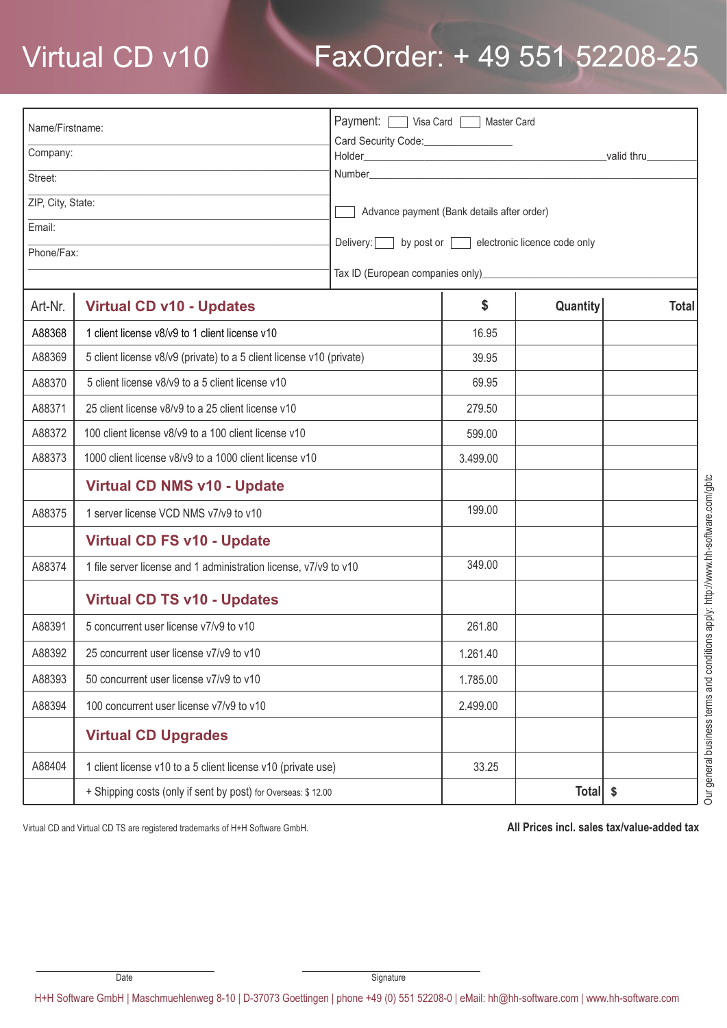# Virtual CD v10

# FaxOrder: + 49 551 52208-25

Name/Firstname:

Company:

Street:

ZIP, City, State:

Email:

Phone/Fax:

Payment: ☐ Visa Card ☐ Master Card

Card Security Code:\_\_\_\_\_\_\_\_\_\_\_\_\_\_\_\_

Holder\_\_\_\_\_\_\_\_\_\_\_\_\_\_\_\_\_\_\_\_\_\_\_\_\_\_\_\_\_\_\_\_\_\_\_\_\_\_valid thru\_\_\_\_\_\_\_\_

Number\_\_\_\_\_\_\_\_\_\_\_\_\_\_\_\_\_\_\_\_\_\_\_\_\_\_\_\_\_\_\_\_\_\_\_\_\_\_\_\_\_\_\_\_\_\_\_\_\_\_

☐ Advance payment (Bank details after order)

Delivery: ☐ by post or ☐ electronic licence code only

Tax ID (European companies only)\_\_\_\_\_\_\_\_\_\_\_\_\_\_\_\_\_\_\_\_\_\_\_\_\_\_\_\_\_\_\_\_\_\_

| Art-Nr. | **Virtual CD v10 - Updates** | $ | Quantity | Total |
|---|---|---|---|---|
| A88368 | 1 client license v8/v9 to 1 client license v10 | 16.95 | | |
| A88369 | 5 client license v8/v9 (private) to a 5 client license v10 (private) | 39.95 | | |
| A88370 | 5 client license v8/v9 to a 5 client license v10 | 69.95 | | |
| A88371 | 25 client license v8/v9 to a 25 client license v10 | 279.50 | | |
| A88372 | 100 client license v8/v9 to a 100 client license v10 | 599.00 | | |
| A88373 | 1000 client license v8/v9 to a 1000 client license v10 | 3.499.00 | | |
| | **Virtual CD NMS v10 - Update** | | | |
| A88375 | 1 server license VCD NMS v7/v9 to v10 | 199.00 | | |
| | **Virtual CD FS v10 - Update** | | | |
| A88374 | 1 file server license and 1 administration license, v7/v9 to v10 | 349.00 | | |
| | **Virtual CD TS v10 - Updates** | | | |
| A88391 | 5 concurrent user license v7/v9 to v10 | 261.80 | | |
| A88392 | 25 concurrent user license v7/v9 to v10 | 1.261.40 | | |
| A88393 | 50 concurrent user license v7/v9 to v10 | 1.785.00 | | |
| A88394 | 100 concurrent user license v7/v9 to v10 | 2.499.00 | | |
| | **Virtual CD Upgrades** | | | |
| A88404 | 1 client license v10 to a 5 client license v10 (private use) | 33.25 | | |
| | + Shipping costs (only if sent by post) for Overseas: $ 12.00 | | Total | $ |

Our general business terms and conditions apply: http://www.hh-software.com/gbtc

Virtual CD and Virtual CD TS are registered trademarks of H+H Software GmbH.

**All Prices incl. sales tax/value-added tax**

Date

Signature

H+H Software GmbH | Maschmuehlenweg 8-10 | D-37073 Goettingen | phone +49 (0) 551 52208-0 | eMail: hh@hh-software.com | www.hh-software.com